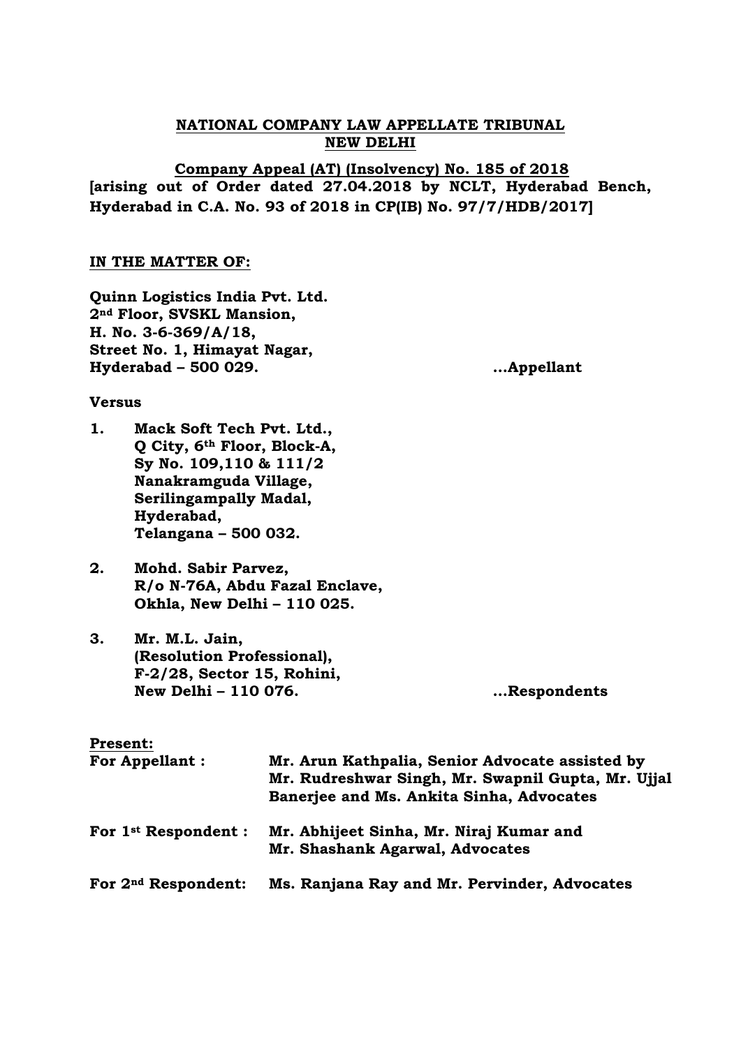**NATIONAL COMPANY LAW APPELLATE TRIBUNAL**
**NEW DELHI**

**Company Appeal (AT) (Insolvency) No. 185 of 2018**
**[arising out of Order dated 27.04.2018 by NCLT, Hyderabad Bench, Hyderabad in C.A. No. 93 of 2018 in CP(IB) No. 97/7/HDB/2017]**

**IN THE MATTER OF:**

**Quinn Logistics India Pvt. Ltd.**
**2nd Floor, SVSKL Mansion,**
**H. No. 3-6-369/A/18,**
**Street No. 1, Himayat Nagar,**
**Hyderabad – 500 029.** ...**Appellant**

**Versus**

1. **Mack Soft Tech Pvt. Ltd.,**
   **Q City, 6th Floor, Block-A,**
   **Sy No. 109,110 & 111/2**
   **Nanakramguda Village,**
   **Serilingampally Madal,**
   **Hyderabad,**
   **Telangana – 500 032.**

2. **Mohd. Sabir Parvez,**
   **R/o N-76A, Abdu Fazal Enclave,**
   **Okhla, New Delhi – 110 025.**

3. **Mr. M.L. Jain,**
   **(Resolution Professional),**
   **F-2/28, Sector 15, Rohini,**
   **New Delhi – 110 076.** ...**Respondents**

**Present:**

**For Appellant :** **Mr. Arun Kathpalia, Senior Advocate assisted by Mr. Rudreshwar Singh, Mr. Swapnil Gupta, Mr. Ujjal Banerjee and Ms. Ankita Sinha, Advocates**

**For 1st Respondent :** **Mr. Abhijeet Sinha, Mr. Niraj Kumar and Mr. Shashank Agarwal, Advocates**

**For 2nd Respondent:** **Ms. Ranjana Ray and Mr. Pervinder, Advocates**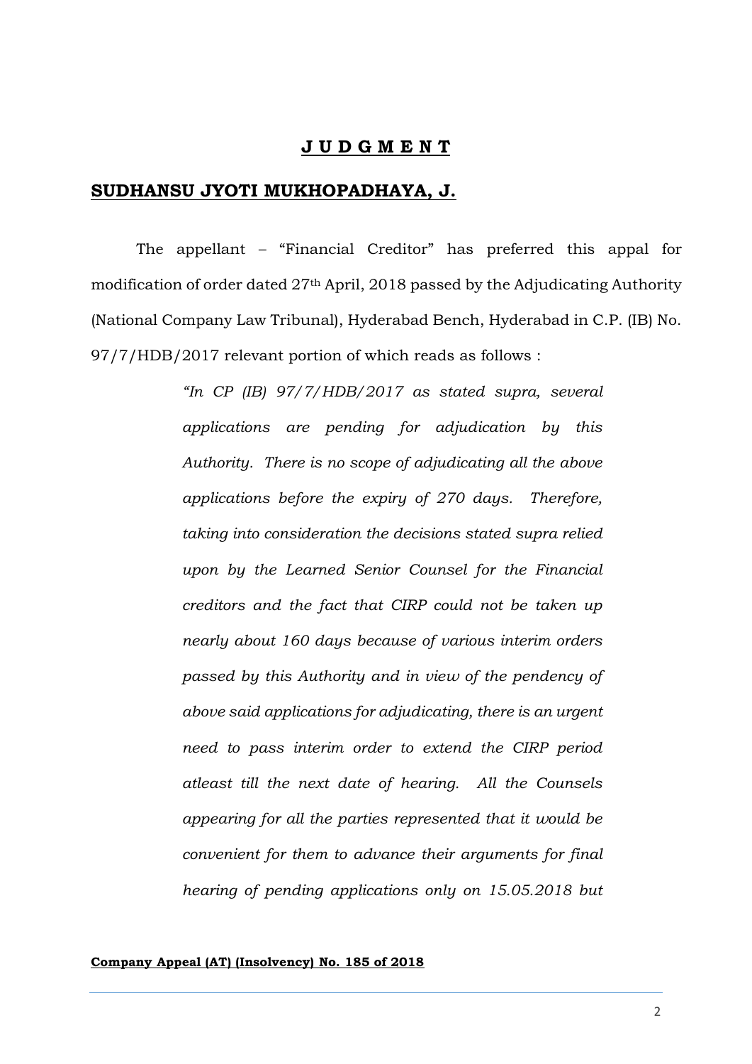# **J U D G M E N T**

## **SUDHANSU JYOTI MUKHOPADHAYA, J.**

The appellant – "Financial Creditor" has preferred this appal for modification of order dated 27th April, 2018 passed by the Adjudicating Authority (National Company Law Tribunal), Hyderabad Bench, Hyderabad in C.P. (IB) No. 97/7/HDB/2017 relevant portion of which reads as follows :

> *"In CP (IB) 97/7/HDB/2017 as stated supra, several applications are pending for adjudication by this Authority. There is no scope of adjudicating all the above applications before the expiry of 270 days. Therefore, taking into consideration the decisions stated supra relied upon by the Learned Senior Counsel for the Financial creditors and the fact that CIRP could not be taken up nearly about 160 days because of various interim orders passed by this Authority and in view of the pendency of above said applications for adjudicating, there is an urgent need to pass interim order to extend the CIRP period atleast till the next date of hearing. All the Counsels appearing for all the parties represented that it would be convenient for them to advance their arguments for final hearing of pending applications only on 15.05.2018 but*

**Company Appeal (AT) (Insolvency) No. 185 of 2018**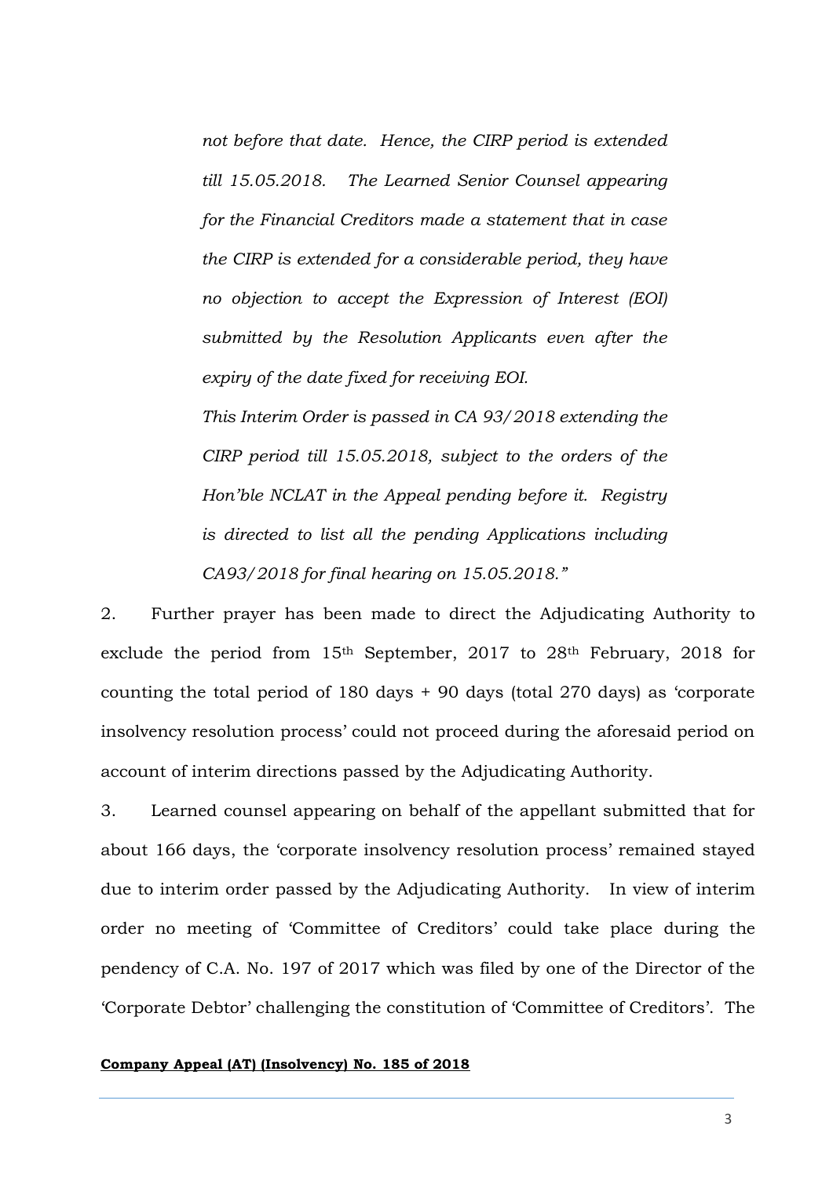*not before that date. Hence, the CIRP period is extended till 15.05.2018. The Learned Senior Counsel appearing for the Financial Creditors made a statement that in case the CIRP is extended for a considerable period, they have no objection to accept the Expression of Interest (EOI) submitted by the Resolution Applicants even after the expiry of the date fixed for receiving EOI.*

*This Interim Order is passed in CA 93/2018 extending the CIRP period till 15.05.2018, subject to the orders of the Hon'ble NCLAT in the Appeal pending before it. Registry is directed to list all the pending Applications including CA93/2018 for final hearing on 15.05.2018."*

2. Further prayer has been made to direct the Adjudicating Authority to exclude the period from 15th September, 2017 to 28th February, 2018 for counting the total period of 180 days + 90 days (total 270 days) as 'corporate insolvency resolution process' could not proceed during the aforesaid period on account of interim directions passed by the Adjudicating Authority.

3. Learned counsel appearing on behalf of the appellant submitted that for about 166 days, the 'corporate insolvency resolution process' remained stayed due to interim order passed by the Adjudicating Authority. In view of interim order no meeting of 'Committee of Creditors' could take place during the pendency of C.A. No. 197 of 2017 which was filed by one of the Director of the 'Corporate Debtor' challenging the constitution of 'Committee of Creditors'. The

**Company Appeal (AT) (Insolvency) No. 185 of 2018**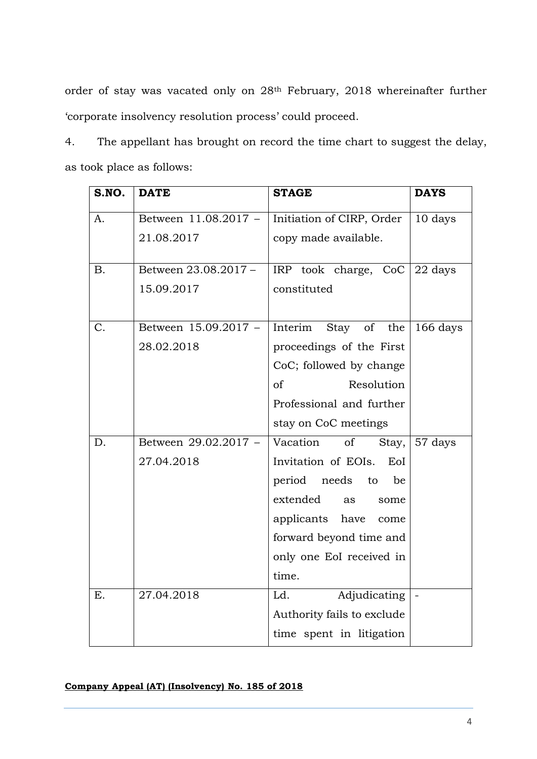order of stay was vacated only on 28th February, 2018 whereinafter further 'corporate insolvency resolution process' could proceed.

4. The appellant has brought on record the time chart to suggest the delay, as took place as follows:

| S.NO. | DATE | STAGE | DAYS |
|---|---|---|---|
| A. | Between 11.08.2017 – 21.08.2017 | Initiation of CIRP, Order copy made available. | 10 days |
| B. | Between 23.08.2017 – 15.09.2017 | IRP took charge, CoC constituted | 22 days |
| C. | Between 15.09.2017 – 28.02.2018 | Interim Stay of the proceedings of the First CoC; followed by change of Resolution Professional and further stay on CoC meetings | 166 days |
| D. | Between 29.02.2017 – 27.04.2018 | Vacation of Stay, Invitation of EOIs. EoI period needs to be extended as some applicants have come forward beyond time and only one EoI received in time. | 57 days |
| E. | 27.04.2018 | Ld. Adjudicating Authority fails to exclude time spent in litigation | - |

**Company Appeal (AT) (Insolvency) No. 185 of 2018**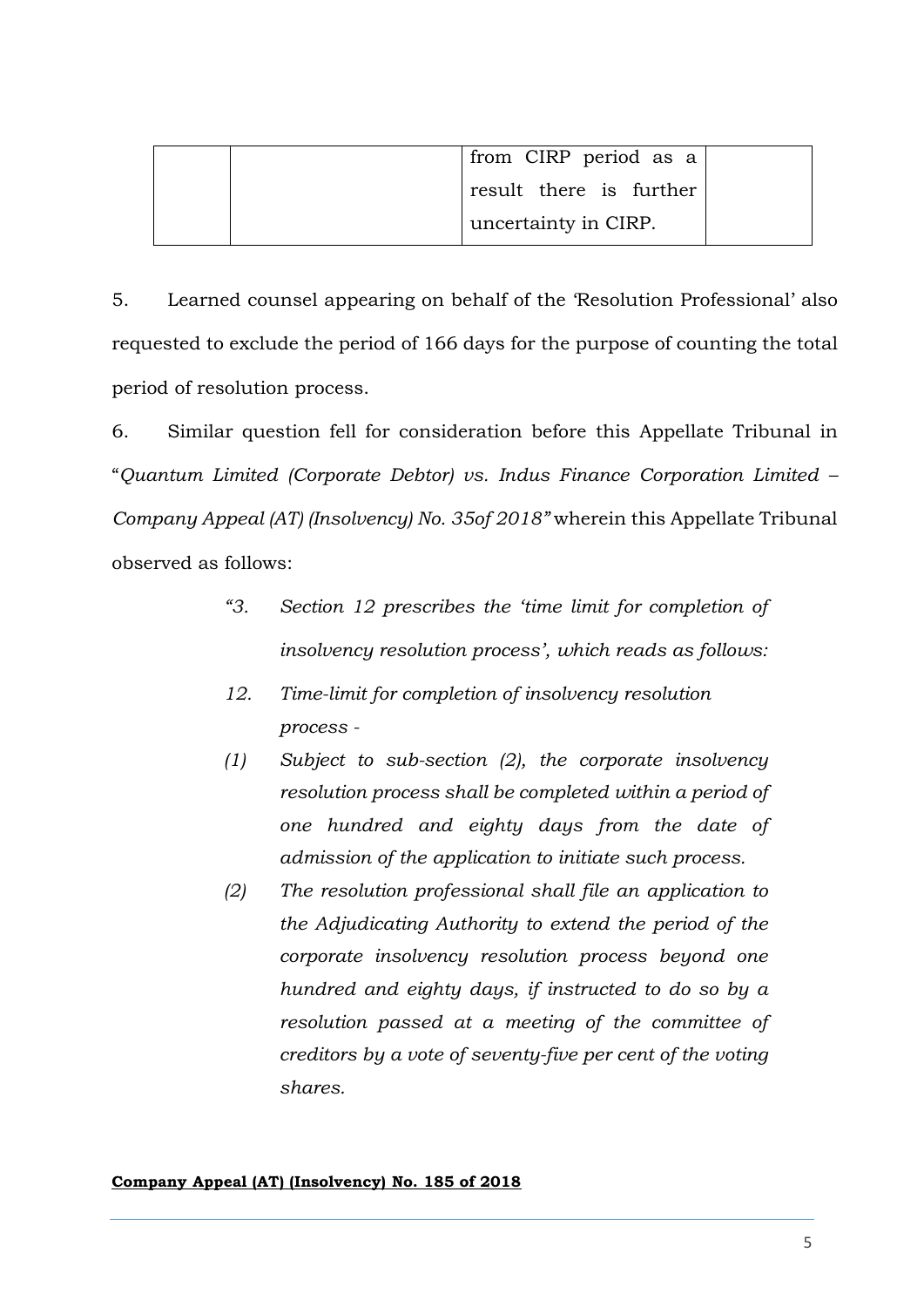| | | from CIRP period as a result there is further uncertainty in CIRP. | |
|---|---|---|---|

5. Learned counsel appearing on behalf of the 'Resolution Professional' also requested to exclude the period of 166 days for the purpose of counting the total period of resolution process.

6. Similar question fell for consideration before this Appellate Tribunal in "*Quantum Limited (Corporate Debtor) vs. Indus Finance Corporation Limited – Company Appeal (AT) (Insolvency) No. 35of 2018"* wherein this Appellate Tribunal observed as follows:

> *"3. Section 12 prescribes the 'time limit for completion of insolvency resolution process', which reads as follows:*
>
> *12. Time-limit for completion of insolvency resolution process -*
>
> *(1) Subject to sub-section (2), the corporate insolvency resolution process shall be completed within a period of one hundred and eighty days from the date of admission of the application to initiate such process.*
>
> *(2) The resolution professional shall file an application to the Adjudicating Authority to extend the period of the corporate insolvency resolution process beyond one hundred and eighty days, if instructed to do so by a resolution passed at a meeting of the committee of creditors by a vote of seventy-five per cent of the voting shares.*

**Company Appeal (AT) (Insolvency) No. 185 of 2018**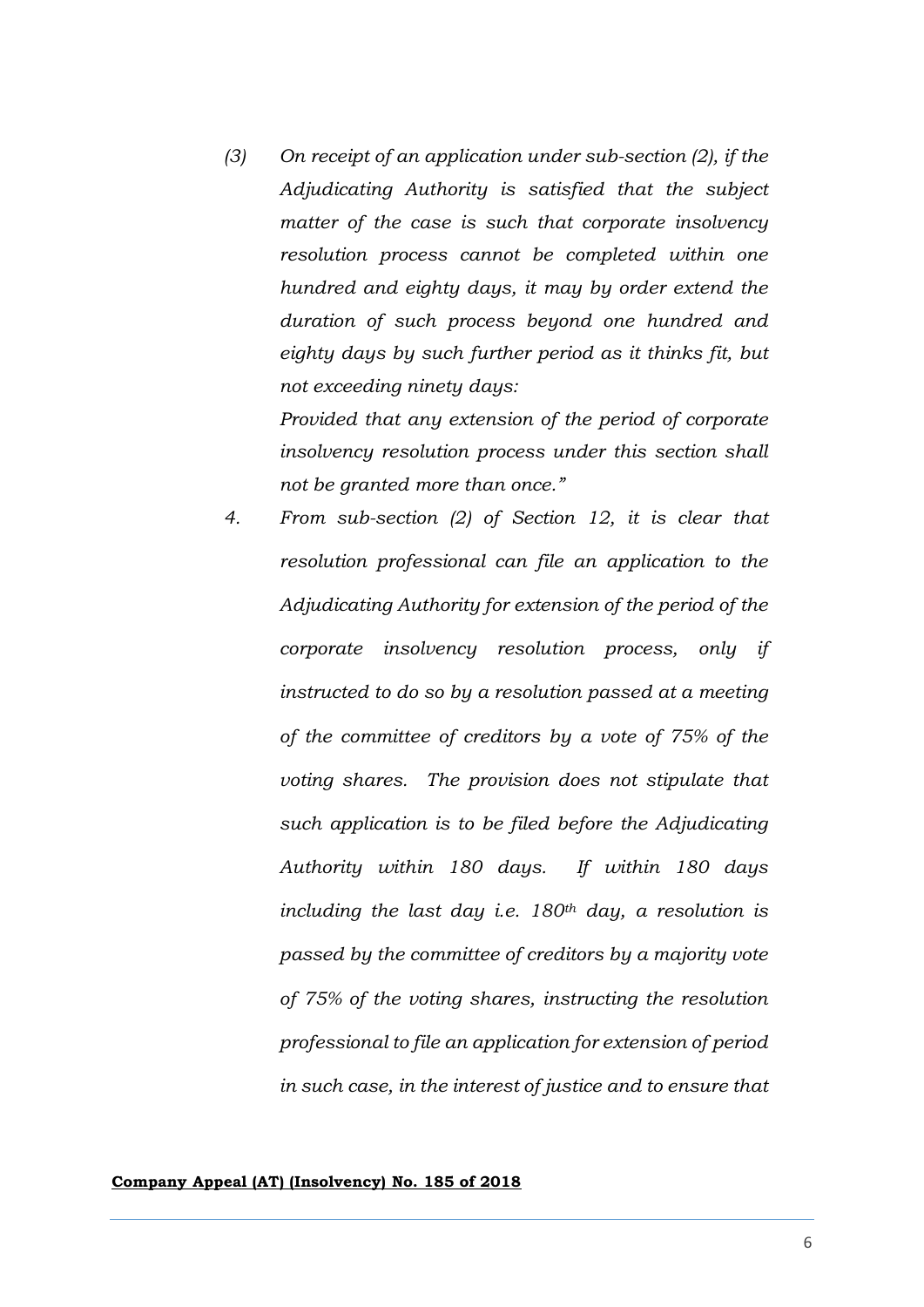*(3) On receipt of an application under sub-section (2), if the Adjudicating Authority is satisfied that the subject matter of the case is such that corporate insolvency resolution process cannot be completed within one hundred and eighty days, it may by order extend the duration of such process beyond one hundred and eighty days by such further period as it thinks fit, but not exceeding ninety days:*

*Provided that any extension of the period of corporate insolvency resolution process under this section shall not be granted more than once."*

*4. From sub-section (2) of Section 12, it is clear that resolution professional can file an application to the Adjudicating Authority for extension of the period of the corporate insolvency resolution process, only if instructed to do so by a resolution passed at a meeting of the committee of creditors by a vote of 75% of the voting shares. The provision does not stipulate that such application is to be filed before the Adjudicating Authority within 180 days. If within 180 days including the last day i.e. 180th day, a resolution is passed by the committee of creditors by a majority vote of 75% of the voting shares, instructing the resolution professional to file an application for extension of period in such case, in the interest of justice and to ensure that*

**Company Appeal (AT) (Insolvency) No. 185 of 2018**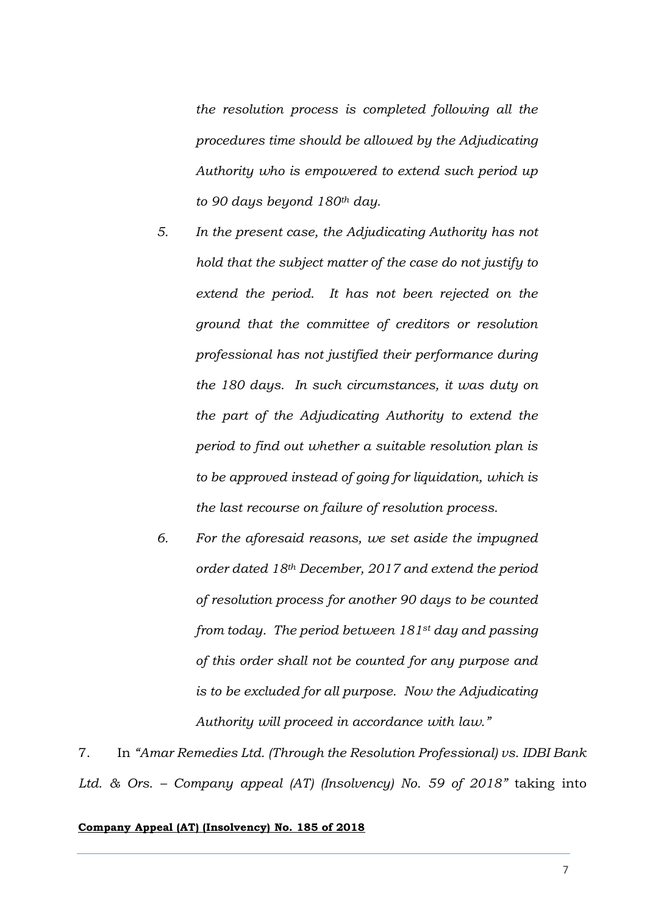*the resolution process is completed following all the procedures time should be allowed by the Adjudicating Authority who is empowered to extend such period up to 90 days beyond 180th day.*

*5. In the present case, the Adjudicating Authority has not hold that the subject matter of the case do not justify to extend the period. It has not been rejected on the ground that the committee of creditors or resolution professional has not justified their performance during the 180 days. In such circumstances, it was duty on the part of the Adjudicating Authority to extend the period to find out whether a suitable resolution plan is to be approved instead of going for liquidation, which is the last recourse on failure of resolution process.*

*6. For the aforesaid reasons, we set aside the impugned order dated 18th December, 2017 and extend the period of resolution process for another 90 days to be counted from today. The period between 181st day and passing of this order shall not be counted for any purpose and is to be excluded for all purpose. Now the Adjudicating Authority will proceed in accordance with law."*

7. In *"Amar Remedies Ltd. (Through the Resolution Professional) vs. IDBI Bank Ltd. & Ors. – Company appeal (AT) (Insolvency) No. 59 of 2018"* taking into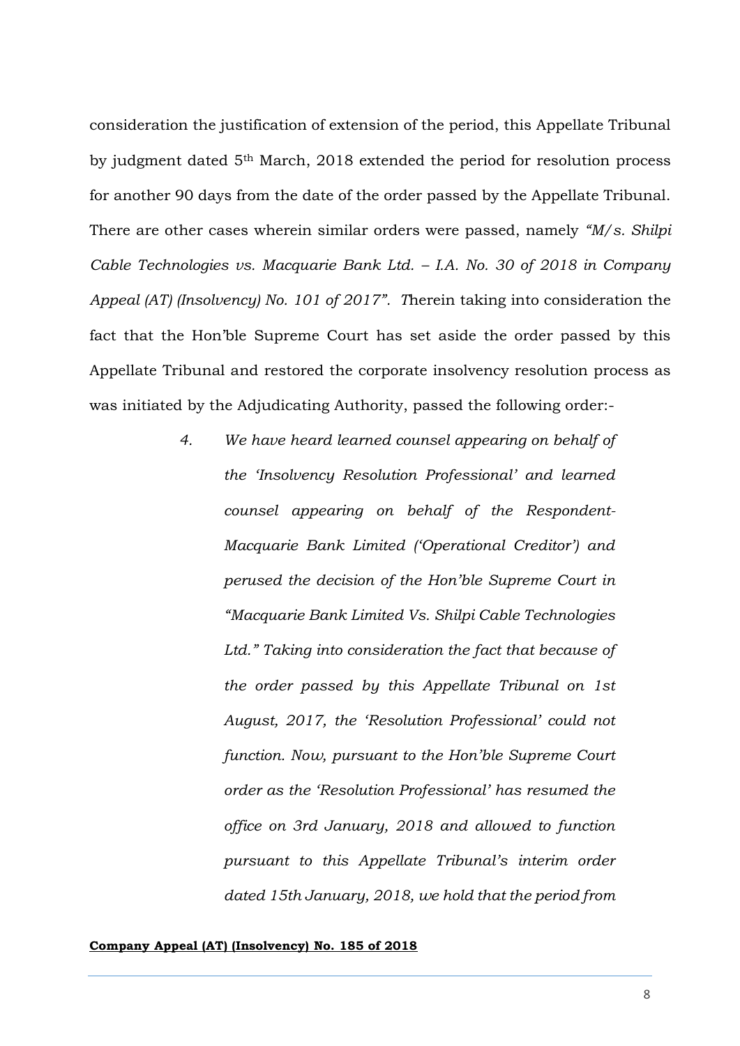consideration the justification of extension of the period, this Appellate Tribunal by judgment dated 5th March, 2018 extended the period for resolution process for another 90 days from the date of the order passed by the Appellate Tribunal. There are other cases wherein similar orders were passed, namely *"M/s. Shilpi Cable Technologies vs. Macquarie Bank Ltd. – I.A. No. 30 of 2018 in Company Appeal (AT) (Insolvency) No. 101 of 2017". T*herein taking into consideration the fact that the Hon'ble Supreme Court has set aside the order passed by this Appellate Tribunal and restored the corporate insolvency resolution process as was initiated by the Adjudicating Authority, passed the following order:-

> *4. We have heard learned counsel appearing on behalf of the 'Insolvency Resolution Professional' and learned counsel appearing on behalf of the Respondent-Macquarie Bank Limited ('Operational Creditor') and perused the decision of the Hon'ble Supreme Court in "Macquarie Bank Limited Vs. Shilpi Cable Technologies Ltd." Taking into consideration the fact that because of the order passed by this Appellate Tribunal on 1st August, 2017, the 'Resolution Professional' could not function. Now, pursuant to the Hon'ble Supreme Court order as the 'Resolution Professional' has resumed the office on 3rd January, 2018 and allowed to function pursuant to this Appellate Tribunal's interim order dated 15th January, 2018, we hold that the period from*

**Company Appeal (AT) (Insolvency) No. 185 of 2018**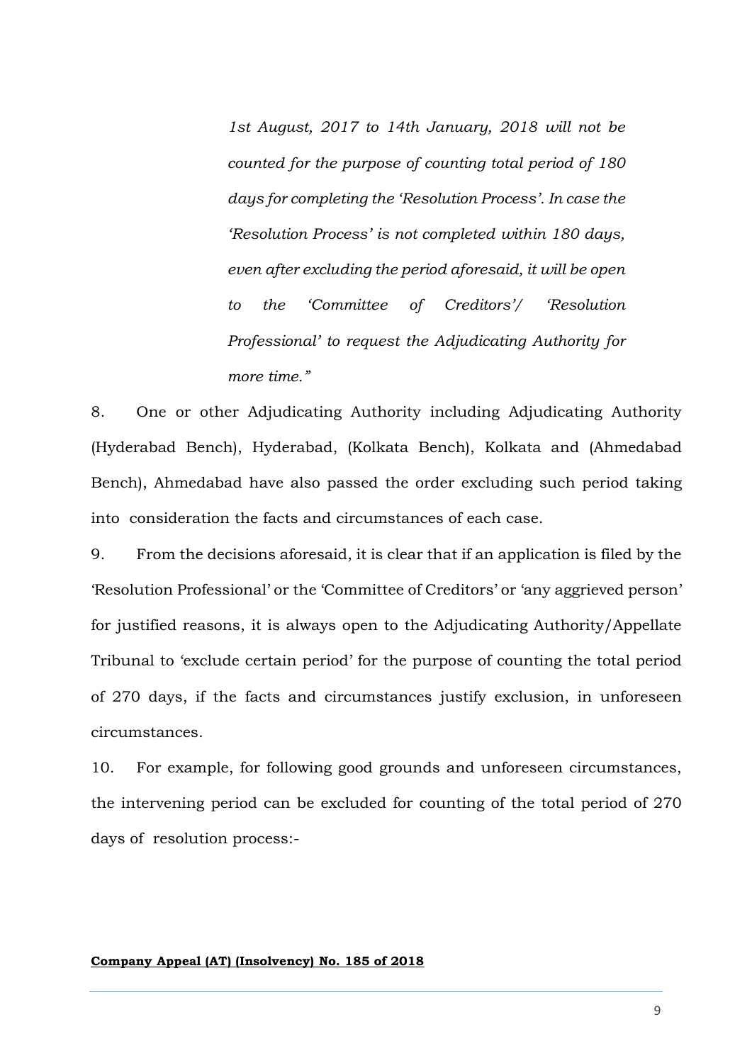> *1st August, 2017 to 14th January, 2018 will not be counted for the purpose of counting total period of 180 days for completing the 'Resolution Process'. In case the 'Resolution Process' is not completed within 180 days, even after excluding the period aforesaid, it will be open to the 'Committee of Creditors'/ 'Resolution Professional' to request the Adjudicating Authority for more time."*

8. One or other Adjudicating Authority including Adjudicating Authority (Hyderabad Bench), Hyderabad, (Kolkata Bench), Kolkata and (Ahmedabad Bench), Ahmedabad have also passed the order excluding such period taking into consideration the facts and circumstances of each case.

9. From the decisions aforesaid, it is clear that if an application is filed by the 'Resolution Professional' or the 'Committee of Creditors' or 'any aggrieved person' for justified reasons, it is always open to the Adjudicating Authority/Appellate Tribunal to 'exclude certain period' for the purpose of counting the total period of 270 days, if the facts and circumstances justify exclusion, in unforeseen circumstances.

10. For example, for following good grounds and unforeseen circumstances, the intervening period can be excluded for counting of the total period of 270 days of resolution process:-

**Company Appeal (AT) (Insolvency) No. 185 of 2018**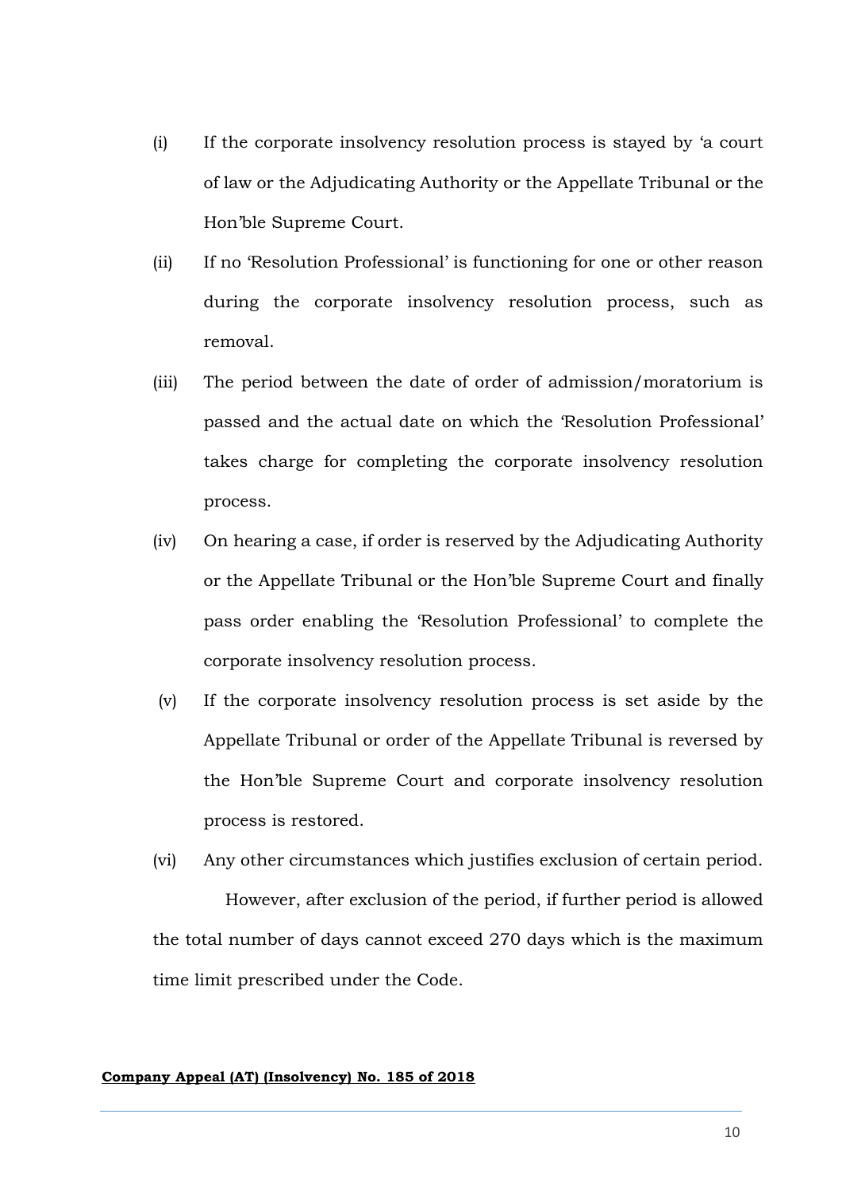(i) If the corporate insolvency resolution process is stayed by 'a court of law or the Adjudicating Authority or the Appellate Tribunal or the Hon'ble Supreme Court.

(ii) If no 'Resolution Professional' is functioning for one or other reason during the corporate insolvency resolution process, such as removal.

(iii) The period between the date of order of admission/moratorium is passed and the actual date on which the 'Resolution Professional' takes charge for completing the corporate insolvency resolution process.

(iv) On hearing a case, if order is reserved by the Adjudicating Authority or the Appellate Tribunal or the Hon'ble Supreme Court and finally pass order enabling the 'Resolution Professional' to complete the corporate insolvency resolution process.

(v) If the corporate insolvency resolution process is set aside by the Appellate Tribunal or order of the Appellate Tribunal is reversed by the Hon'ble Supreme Court and corporate insolvency resolution process is restored.

(vi) Any other circumstances which justifies exclusion of certain period.

However, after exclusion of the period, if further period is allowed the total number of days cannot exceed 270 days which is the maximum time limit prescribed under the Code.

**Company Appeal (AT) (Insolvency) No. 185 of 2018**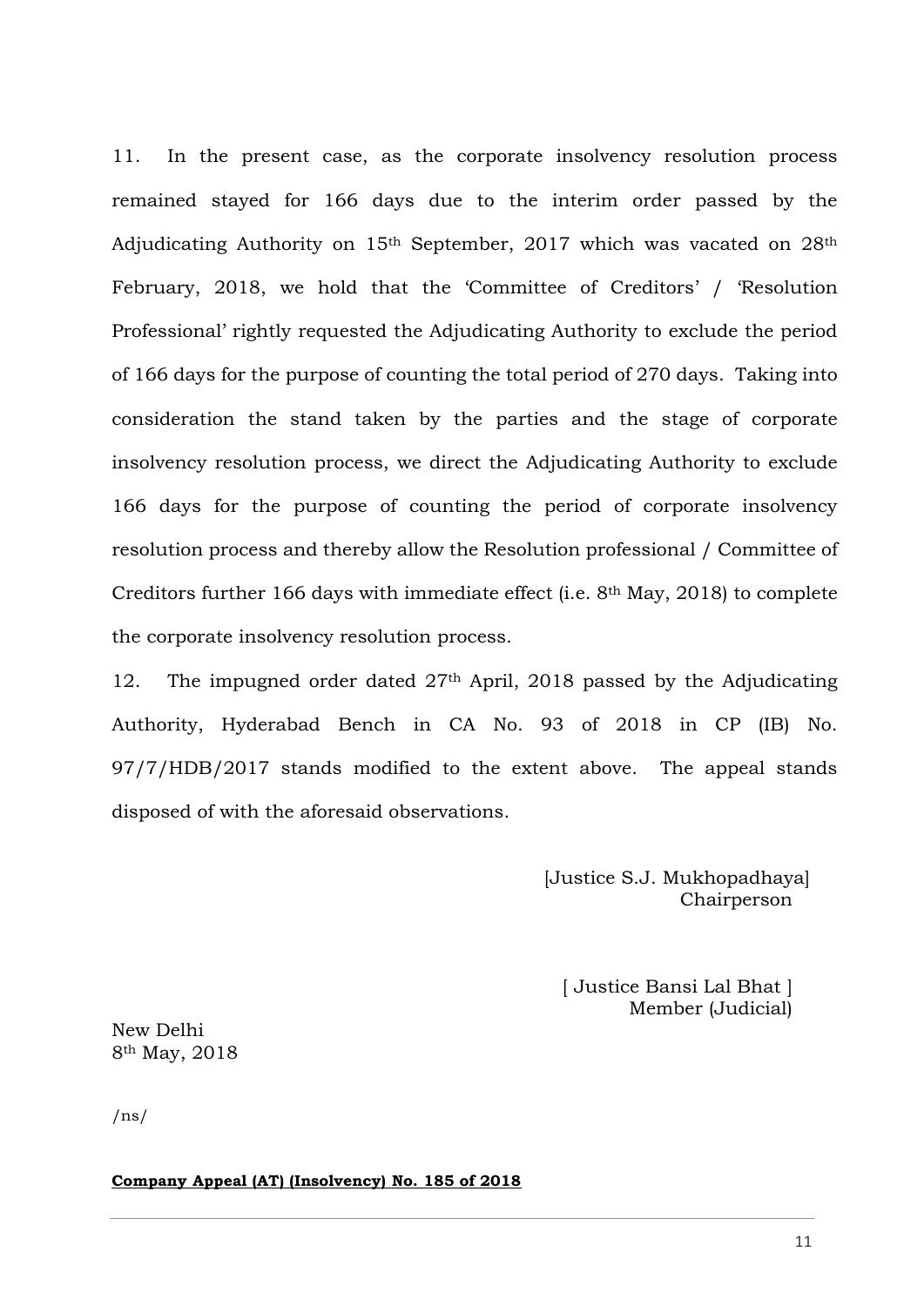11. In the present case, as the corporate insolvency resolution process remained stayed for 166 days due to the interim order passed by the Adjudicating Authority on 15th September, 2017 which was vacated on 28th February, 2018, we hold that the 'Committee of Creditors' / 'Resolution Professional' rightly requested the Adjudicating Authority to exclude the period of 166 days for the purpose of counting the total period of 270 days. Taking into consideration the stand taken by the parties and the stage of corporate insolvency resolution process, we direct the Adjudicating Authority to exclude 166 days for the purpose of counting the period of corporate insolvency resolution process and thereby allow the Resolution professional / Committee of Creditors further 166 days with immediate effect (i.e. 8th May, 2018) to complete the corporate insolvency resolution process.

12. The impugned order dated 27th April, 2018 passed by the Adjudicating Authority, Hyderabad Bench in CA No. 93 of 2018 in CP (IB) No. 97/7/HDB/2017 stands modified to the extent above. The appeal stands disposed of with the aforesaid observations.

[Justice S.J. Mukhopadhaya]
Chairperson

[ Justice Bansi Lal Bhat ]
Member (Judicial)

New Delhi
8th May, 2018

/ns/

**Company Appeal (AT) (Insolvency) No. 185 of 2018**